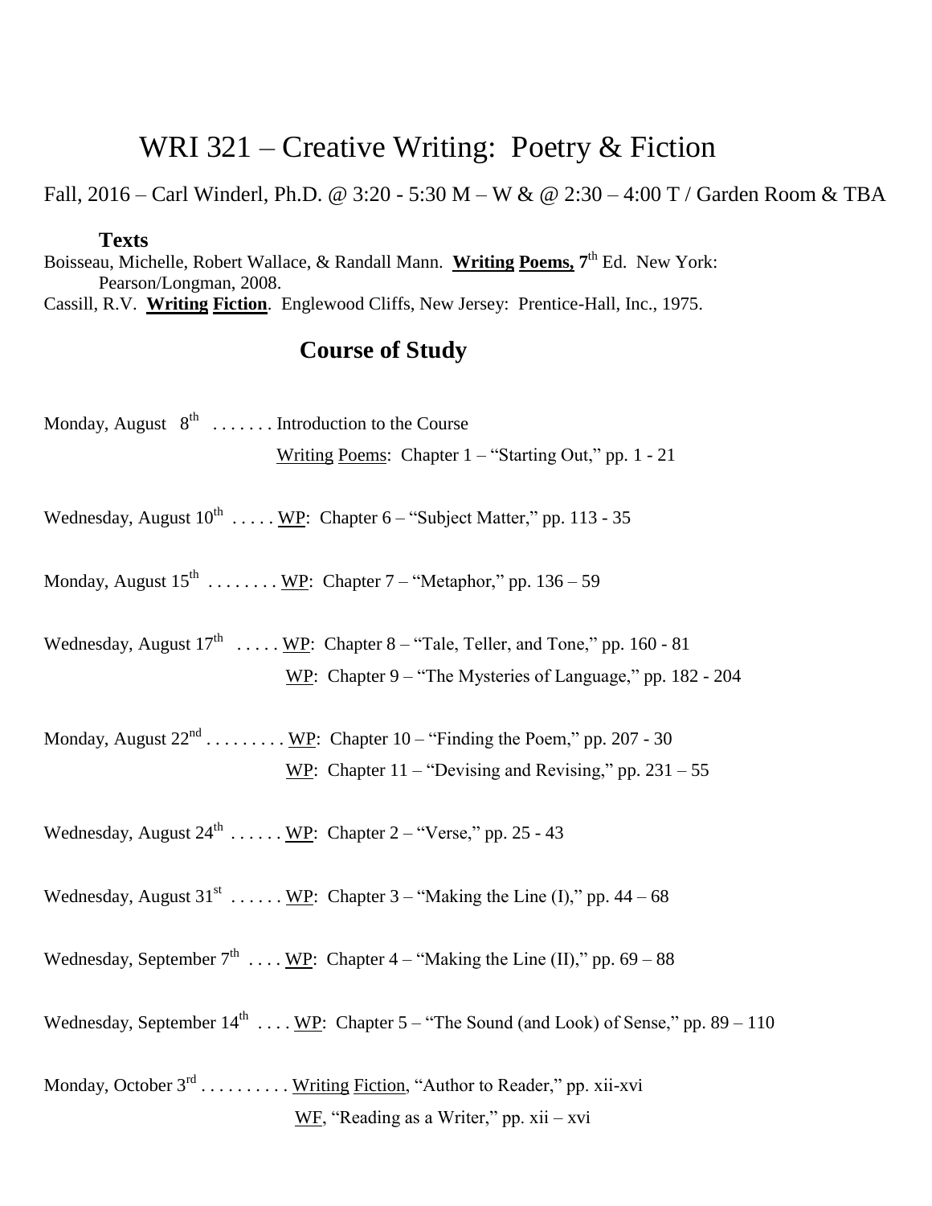# WRI 321 – Creative Writing: Poetry & Fiction

Fall, 2016 – Carl Winderl, Ph.D. @ 3:20 - 5:30 M – W & @ 2:30 – 4:00 T / Garden Room & TBA

### Texts

Boisseau, Michelle, Robert Wallace, & Randall Mann. **Writing Poems, 7th** Ed. New York: Pearson/Longman, 2008.

Cassill, R.V. **Writing Fiction**. Englewood Cliffs, New Jersey: Prentice-Hall, Inc., 1975.

## Course of Study

Monday, August 8th . . . . . . . Introduction to the Course
Writing Poems: Chapter 1 – "Starting Out," pp. 1 - 21

Wednesday, August 10th . . . . . WP: Chapter 6 – "Subject Matter," pp. 113 - 35

Monday, August 15th . . . . . . . . WP: Chapter 7 – "Metaphor," pp. 136 – 59

Wednesday, August 17th . . . . . WP: Chapter 8 – "Tale, Teller, and Tone," pp. 160 - 81
WP: Chapter 9 – "The Mysteries of Language," pp. 182 - 204

Monday, August 22nd . . . . . . . . . WP: Chapter 10 – "Finding the Poem," pp. 207 - 30
WP: Chapter 11 – "Devising and Revising," pp. 231 – 55

Wednesday, August 24th . . . . . . WP: Chapter 2 – "Verse," pp. 25 - 43

Wednesday, August 31st . . . . . . WP: Chapter 3 – "Making the Line (I)," pp. 44 – 68

Wednesday, September 7th . . . . WP: Chapter 4 – "Making the Line (II)," pp. 69 – 88

Wednesday, September 14th . . . . WP: Chapter 5 – "The Sound (and Look) of Sense," pp. 89 – 110

Monday, October 3rd . . . . . . . . . . Writing Fiction, "Author to Reader," pp. xii-xvi
WF, "Reading as a Writer," pp. xii – xvi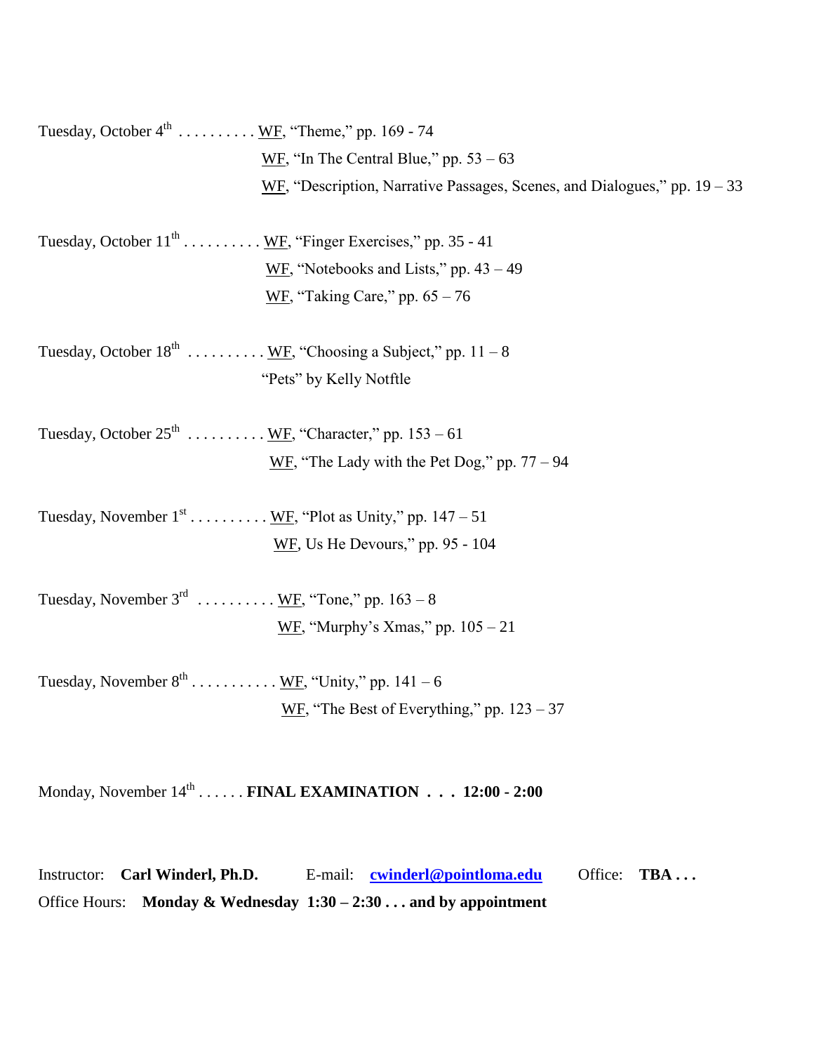Tuesday, October 4th . . . . . . . . . . WF, "Theme," pp. 169 - 74
WF, "In The Central Blue," pp. 53 – 63
WF, "Description, Narrative Passages, Scenes, and Dialogues," pp. 19 – 33

Tuesday, October 11th . . . . . . . . . . WF, "Finger Exercises," pp. 35 - 41
WF, "Notebooks and Lists," pp. 43 – 49
WF, "Taking Care," pp. 65 – 76

Tuesday, October 18th . . . . . . . . . . WF, "Choosing a Subject," pp. 11 – 8
"Pets" by Kelly Notftle

Tuesday, October 25th . . . . . . . . . . WF, "Character," pp. 153 – 61
WF, "The Lady with the Pet Dog," pp. 77 – 94

Tuesday, November 1st . . . . . . . . . . WF, "Plot as Unity," pp. 147 – 51
WF, Us He Devours," pp. 95 - 104

Tuesday, November 3rd . . . . . . . . . . WF, "Tone," pp. 163 – 8
WF, "Murphy's Xmas," pp. 105 – 21

Tuesday, November 8th . . . . . . . . . . . WF, "Unity," pp. 141 – 6
WF, "The Best of Everything," pp. 123 – 37

Monday, November 14th . . . . . . **FINAL EXAMINATION . . . 12:00 - 2:00**

Instructor: **Carl Winderl, Ph.D.** E-mail: **cwinderl@pointloma.edu** Office: **TBA . . .**
Office Hours: **Monday & Wednesday 1:30 – 2:30 . . . and by appointment**